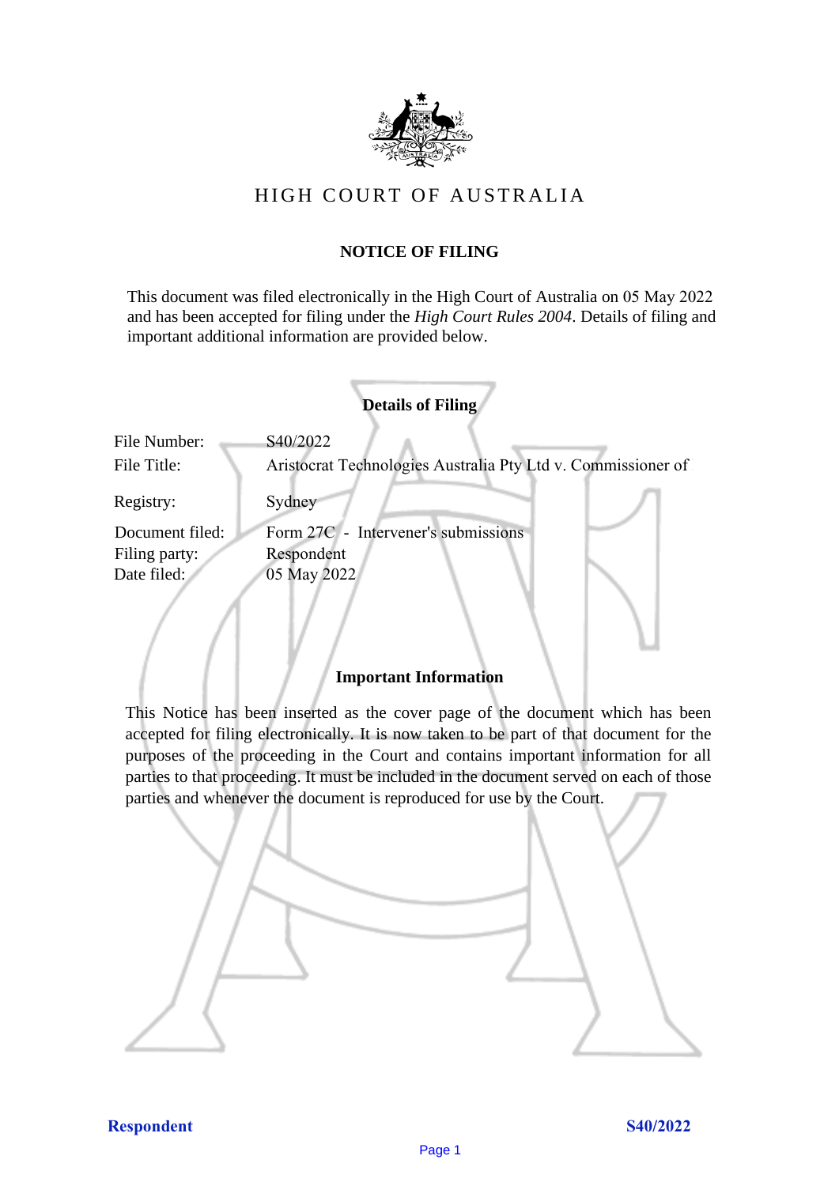# HIGH COURT OF AUSTRALIA

## NOTICE OF FILING

This document was filed electronically in the High Court of Australia on 05 May 2022 and has been accepted for filing under the *High Court Rules 2004*. Details of filing and important additional information are provided below.

### Details of Filing

| | |
|---|---|
| File Number: | S40/2022 |
| File Title: | Aristocrat Technologies Australia Pty Ltd v. Commissioner of |
| Registry: | Sydney |
| Document filed: | Form 27C - Intervener's submissions |
| Filing party: | Respondent |
| Date filed: | 05 May 2022 |

### Important Information

This Notice has been inserted as the cover page of the document which has been accepted for filing electronically. It is now taken to be part of that document for the purposes of the proceeding in the Court and contains important information for all parties to that proceeding. It must be included in the document served on each of those parties and whenever the document is reproduced for use by the Court.

**Respondent** **S40/2022**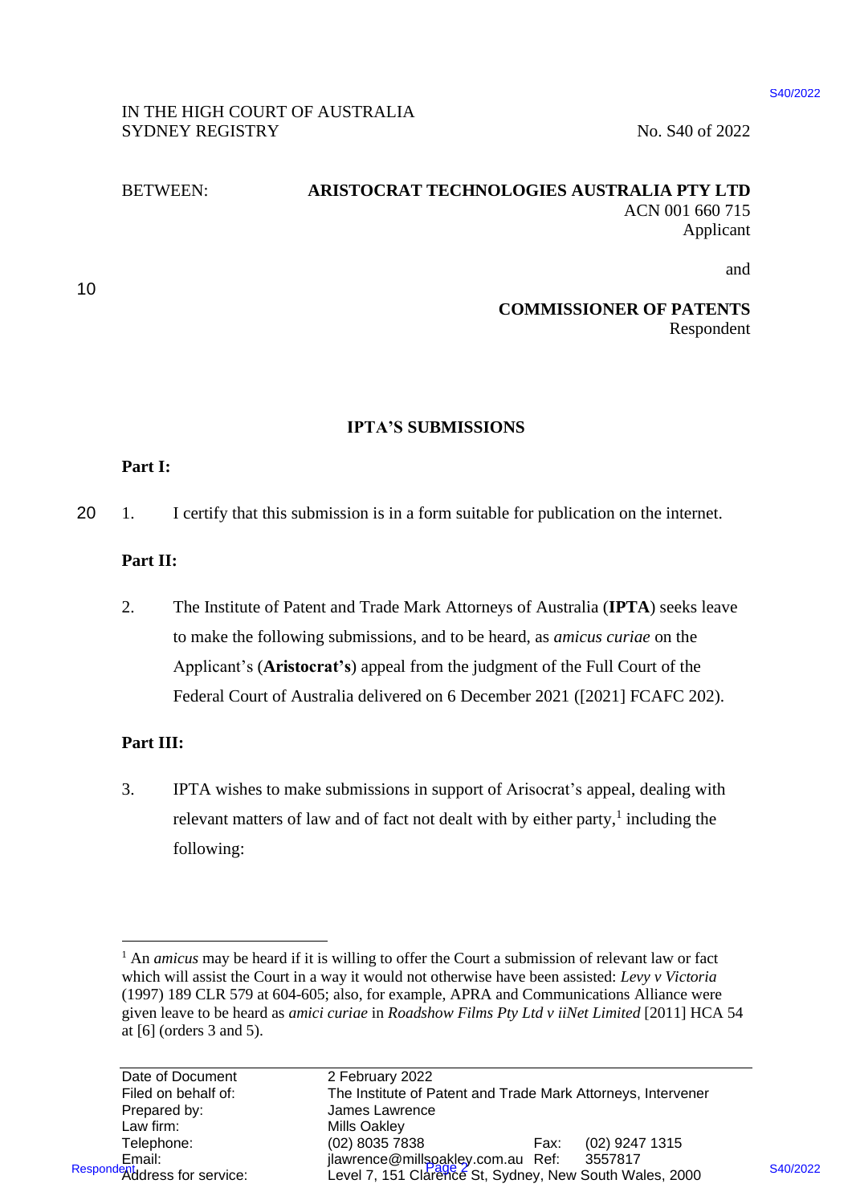IN THE HIGH COURT OF AUSTRALIA
SYDNEY REGISTRY

No. S40 of 2022

BETWEEN: **ARISTOCRAT TECHNOLOGIES AUSTRALIA PTY LTD**
ACN 001 660 715
Applicant

and

**COMMISSIONER OF PATENTS**
Respondent

## IPTA'S SUBMISSIONS

**Part I:**

1. I certify that this submission is in a form suitable for publication on the internet.

**Part II:**

2. The Institute of Patent and Trade Mark Attorneys of Australia (**IPTA**) seeks leave to make the following submissions, and to be heard, as *amicus curiae* on the Applicant's (**Aristocrat's**) appeal from the judgment of the Full Court of the Federal Court of Australia delivered on 6 December 2021 ([2021] FCAFC 202).

**Part III:**

3. IPTA wishes to make submissions in support of Arisocrat's appeal, dealing with relevant matters of law and of fact not dealt with by either party,[1] including the following:

[1] An *amicus* may be heard if it is willing to offer the Court a submission of relevant law or fact which will assist the Court in a way it would not otherwise have been assisted: *Levy v Victoria* (1997) 189 CLR 579 at 604-605; also, for example, APRA and Communications Alliance were given leave to be heard as *amici curiae* in *Roadshow Films Pty Ltd v iiNet Limited* [2011] HCA 54 at [6] (orders 3 and 5).

| | | | |
|---|---|---|---|
| Date of Document | 2 February 2022 | | |
| Filed on behalf of: | The Institute of Patent and Trade Mark Attorneys, Intervener | | |
| Prepared by: | James Lawrence | | |
| Law firm: | Mills Oakley | | |
| Telephone: | (02) 8035 7838 | Fax: | (02) 9247 1315 |
| Email: | jlawrence@millsoakley.com.au | Ref: | 3557817 |
| Address for service: | Level 7, 151 Clarence St, Sydney, New South Wales, 2000 | | |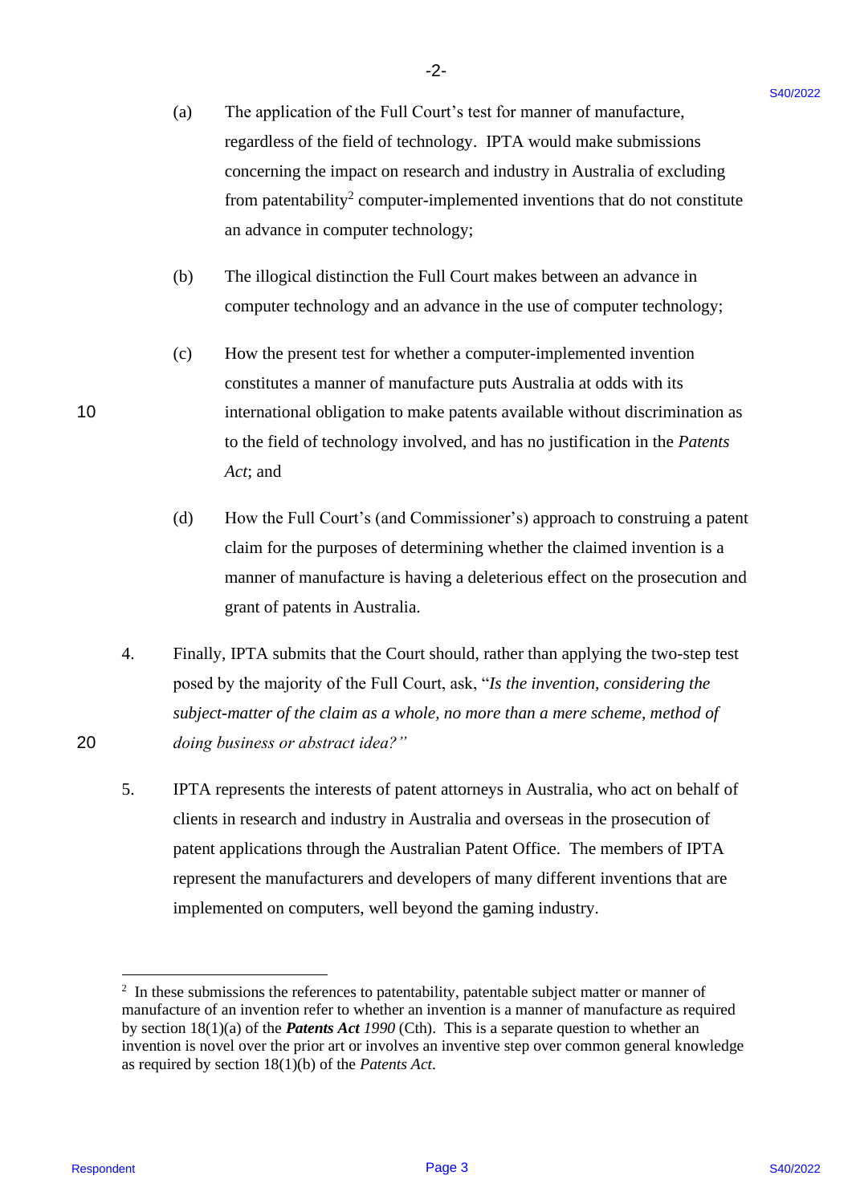(a) The application of the Full Court's test for manner of manufacture, regardless of the field of technology. IPTA would make submissions concerning the impact on research and industry in Australia of excluding from patentability[2] computer-implemented inventions that do not constitute an advance in computer technology;

(b) The illogical distinction the Full Court makes between an advance in computer technology and an advance in the use of computer technology;

(c) How the present test for whether a computer-implemented invention constitutes a manner of manufacture puts Australia at odds with its international obligation to make patents available without discrimination as to the field of technology involved, and has no justification in the *Patents Act*; and

(d) How the Full Court's (and Commissioner's) approach to construing a patent claim for the purposes of determining whether the claimed invention is a manner of manufacture is having a deleterious effect on the prosecution and grant of patents in Australia.

4. Finally, IPTA submits that the Court should, rather than applying the two-step test posed by the majority of the Full Court, ask, "*Is the invention, considering the subject-matter of the claim as a whole, no more than a mere scheme, method of doing business or abstract idea?*"

5. IPTA represents the interests of patent attorneys in Australia, who act on behalf of clients in research and industry in Australia and overseas in the prosecution of patent applications through the Australian Patent Office. The members of IPTA represent the manufacturers and developers of many different inventions that are implemented on computers, well beyond the gaming industry.

---

[2] In these submissions the references to patentability, patentable subject matter or manner of manufacture of an invention refer to whether an invention is a manner of manufacture as required by section 18(1)(a) of the ***Patents Act** 1990* (Cth). This is a separate question to whether an invention is novel over the prior art or involves an inventive step over common general knowledge as required by section 18(1)(b) of the *Patents Act*.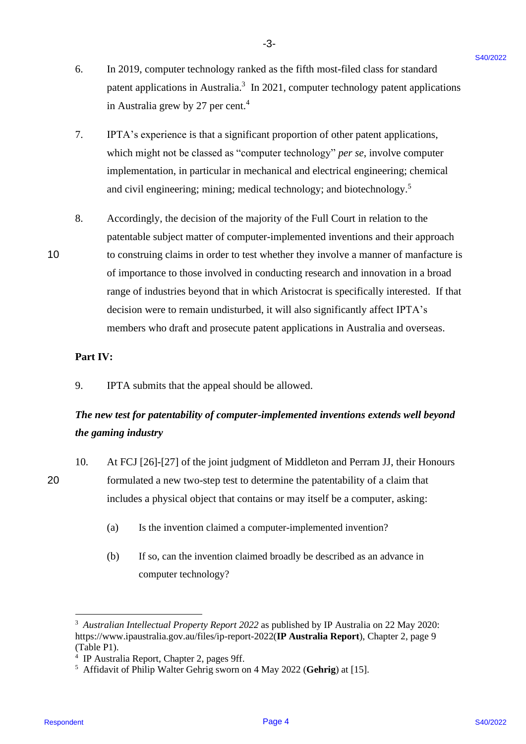6. In 2019, computer technology ranked as the fifth most-filed class for standard patent applications in Australia.[3] In 2021, computer technology patent applications in Australia grew by 27 per cent.[4]

7. IPTA's experience is that a significant proportion of other patent applications, which might not be classed as "computer technology" *per se*, involve computer implementation, in particular in mechanical and electrical engineering; chemical and civil engineering; mining; medical technology; and biotechnology.[5]

8. Accordingly, the decision of the majority of the Full Court in relation to the patentable subject matter of computer-implemented inventions and their approach to construing claims in order to test whether they involve a manner of manfacture is of importance to those involved in conducting research and innovation in a broad range of industries beyond that in which Aristocrat is specifically interested. If that decision were to remain undisturbed, it will also significantly affect IPTA's members who draft and prosecute patent applications in Australia and overseas.

**Part IV:**

9. IPTA submits that the appeal should be allowed.

***The new test for patentability of computer-implemented inventions extends well beyond the gaming industry***

10. At FCJ [26]-[27] of the joint judgment of Middleton and Perram JJ, their Honours formulated a new two-step test to determine the patentability of a claim that includes a physical object that contains or may itself be a computer, asking:

    (a) Is the invention claimed a computer-implemented invention?

    (b) If so, can the invention claimed broadly be described as an advance in computer technology?

---

[3] *Australian Intellectual Property Report 2022* as published by IP Australia on 22 May 2020: https://www.ipaustralia.gov.au/files/ip-report-2022(**IP Australia Report**), Chapter 2, page 9 (Table P1).

[4] IP Australia Report, Chapter 2, pages 9ff.

[5] Affidavit of Philip Walter Gehrig sworn on 4 May 2022 (**Gehrig**) at [15].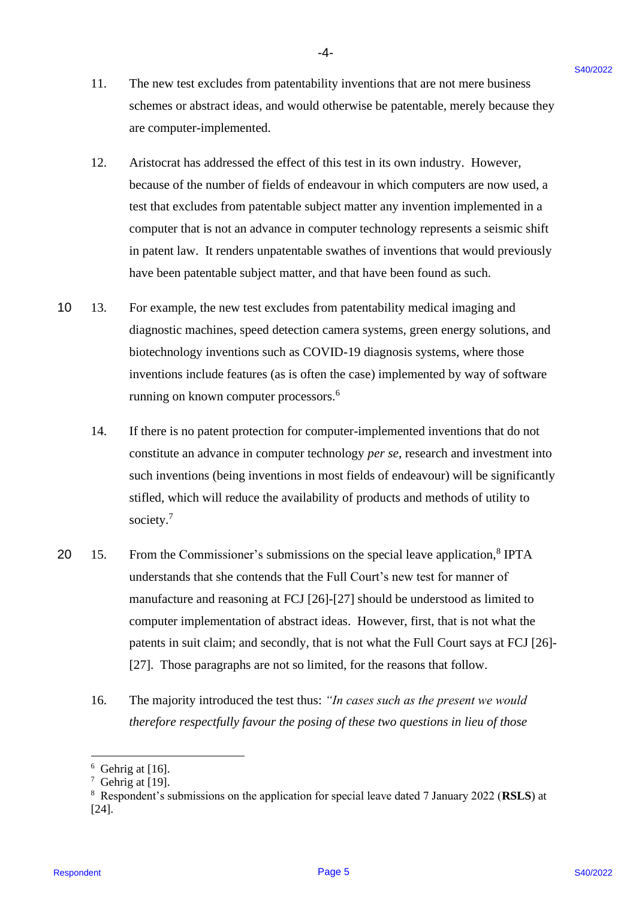11. The new test excludes from patentability inventions that are not mere business schemes or abstract ideas, and would otherwise be patentable, merely because they are computer-implemented.

12. Aristocrat has addressed the effect of this test in its own industry. However, because of the number of fields of endeavour in which computers are now used, a test that excludes from patentable subject matter any invention implemented in a computer that is not an advance in computer technology represents a seismic shift in patent law. It renders unpatentable swathes of inventions that would previously have been patentable subject matter, and that have been found as such.

13. For example, the new test excludes from patentability medical imaging and diagnostic machines, speed detection camera systems, green energy solutions, and biotechnology inventions such as COVID-19 diagnosis systems, where those inventions include features (as is often the case) implemented by way of software running on known computer processors.[6]

14. If there is no patent protection for computer-implemented inventions that do not constitute an advance in computer technology *per se*, research and investment into such inventions (being inventions in most fields of endeavour) will be significantly stifled, which will reduce the availability of products and methods of utility to society.[7]

15. From the Commissioner's submissions on the special leave application,[8] IPTA understands that she contends that the Full Court's new test for manner of manufacture and reasoning at FCJ [26]-[27] should be understood as limited to computer implementation of abstract ideas. However, first, that is not what the patents in suit claim; and secondly, that is not what the Full Court says at FCJ [26]-[27]. Those paragraphs are not so limited, for the reasons that follow.

16. The majority introduced the test thus: *"In cases such as the present we would therefore respectfully favour the posing of these two questions in lieu of those*

---

[6] Gehrig at [16].

[7] Gehrig at [19].

[8] Respondent's submissions on the application for special leave dated 7 January 2022 (**RSLS**) at [24].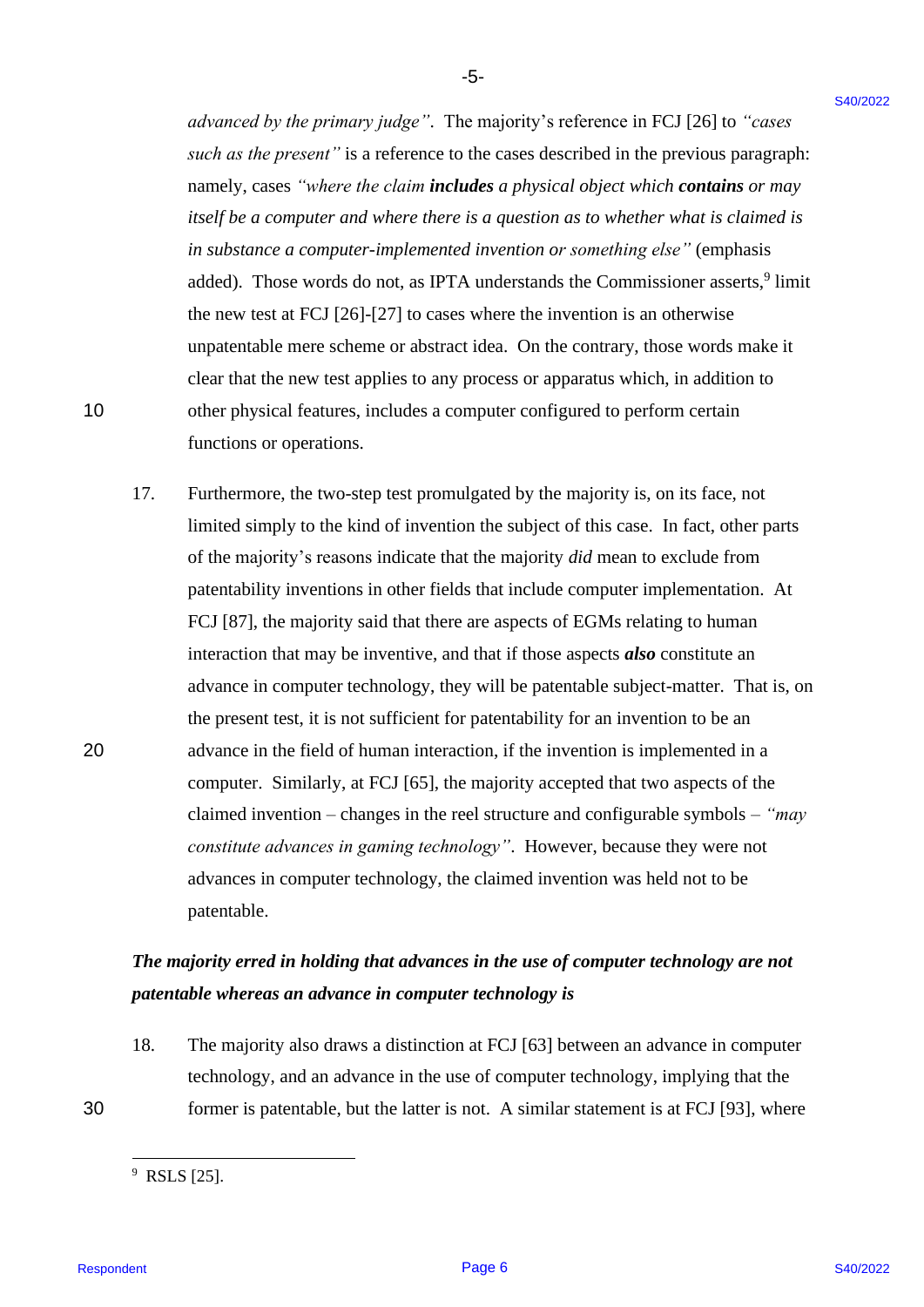*advanced by the primary judge"*. The majority's reference in FCJ [26] to *"cases such as the present"* is a reference to the cases described in the previous paragraph: namely, cases *"where the claim **includes** a physical object which **contains** or may itself be a computer and where there is a question as to whether what is claimed is in substance a computer-implemented invention or something else"* (emphasis added). Those words do not, as IPTA understands the Commissioner asserts,[9] limit the new test at FCJ [26]-[27] to cases where the invention is an otherwise unpatentable mere scheme or abstract idea. On the contrary, those words make it clear that the new test applies to any process or apparatus which, in addition to other physical features, includes a computer configured to perform certain functions or operations.

17. Furthermore, the two-step test promulgated by the majority is, on its face, not limited simply to the kind of invention the subject of this case. In fact, other parts of the majority's reasons indicate that the majority *did* mean to exclude from patentability inventions in other fields that include computer implementation. At FCJ [87], the majority said that there are aspects of EGMs relating to human interaction that may be inventive, and that if those aspects ***also*** constitute an advance in computer technology, they will be patentable subject-matter. That is, on the present test, it is not sufficient for patentability for an invention to be an advance in the field of human interaction, if the invention is implemented in a computer. Similarly, at FCJ [65], the majority accepted that two aspects of the claimed invention – changes in the reel structure and configurable symbols – *"may constitute advances in gaming technology"*. However, because they were not advances in computer technology, the claimed invention was held not to be patentable.

***The majority erred in holding that advances in the use of computer technology are not patentable whereas an advance in computer technology is***

18. The majority also draws a distinction at FCJ [63] between an advance in computer technology, and an advance in the use of computer technology, implying that the former is patentable, but the latter is not. A similar statement is at FCJ [93], where

[9] RSLS [25].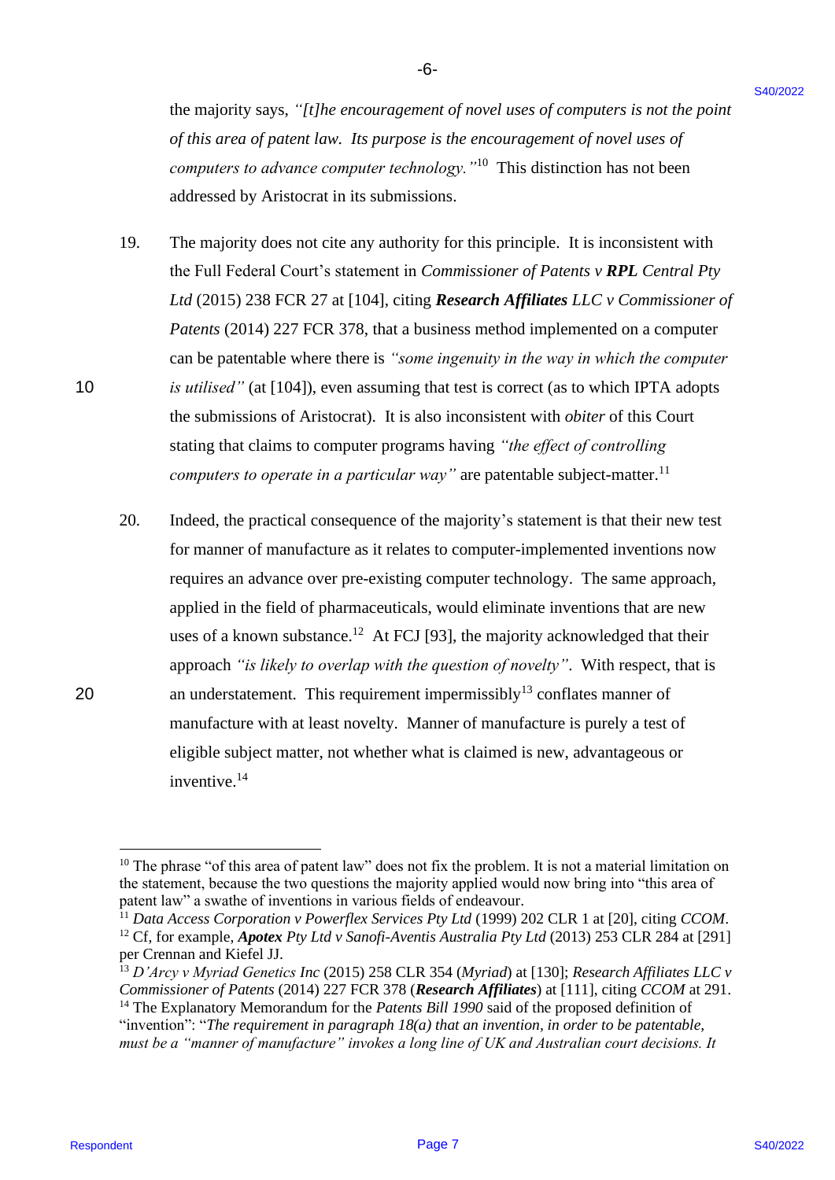the majority says, *"[t]he encouragement of novel uses of computers is not the point of this area of patent law. Its purpose is the encouragement of novel uses of computers to advance computer technology."*[10] This distinction has not been addressed by Aristocrat in its submissions.

19. The majority does not cite any authority for this principle. It is inconsistent with the Full Federal Court's statement in *Commissioner of Patents v **RPL** Central Pty Ltd* (2015) 238 FCR 27 at [104], citing ***Research Affiliates** LLC v Commissioner of Patents* (2014) 227 FCR 378, that a business method implemented on a computer can be patentable where there is *"some ingenuity in the way in which the computer is utilised"* (at [104]), even assuming that test is correct (as to which IPTA adopts the submissions of Aristocrat). It is also inconsistent with *obiter* of this Court stating that claims to computer programs having *"the effect of controlling computers to operate in a particular way"* are patentable subject-matter.[11]

20. Indeed, the practical consequence of the majority's statement is that their new test for manner of manufacture as it relates to computer-implemented inventions now requires an advance over pre-existing computer technology. The same approach, applied in the field of pharmaceuticals, would eliminate inventions that are new uses of a known substance.[12] At FCJ [93], the majority acknowledged that their approach *"is likely to overlap with the question of novelty"*. With respect, that is an understatement. This requirement impermissibly[13] conflates manner of manufacture with at least novelty. Manner of manufacture is purely a test of eligible subject matter, not whether what is claimed is new, advantageous or inventive.[14]

---

[10] The phrase "of this area of patent law" does not fix the problem. It is not a material limitation on the statement, because the two questions the majority applied would now bring into "this area of patent law" a swathe of inventions in various fields of endeavour.

[11] *Data Access Corporation v Powerflex Services Pty Ltd* (1999) 202 CLR 1 at [20], citing *CCOM*.

[12] Cf, for example, ***Apotex** Pty Ltd v Sanofi-Aventis Australia Pty Ltd* (2013) 253 CLR 284 at [291] per Crennan and Kiefel JJ.

[13] *D'Arcy v Myriad Genetics Inc* (2015) 258 CLR 354 (*Myriad*) at [130]; *Research Affiliates LLC v Commissioner of Patents* (2014) 227 FCR 378 (***Research Affiliates***) at [111], citing *CCOM* at 291.

[14] The Explanatory Memorandum for the *Patents Bill 1990* said of the proposed definition of "invention": "*The requirement in paragraph 18(a) that an invention, in order to be patentable, must be a "manner of manufacture" invokes a long line of UK and Australian court decisions. It*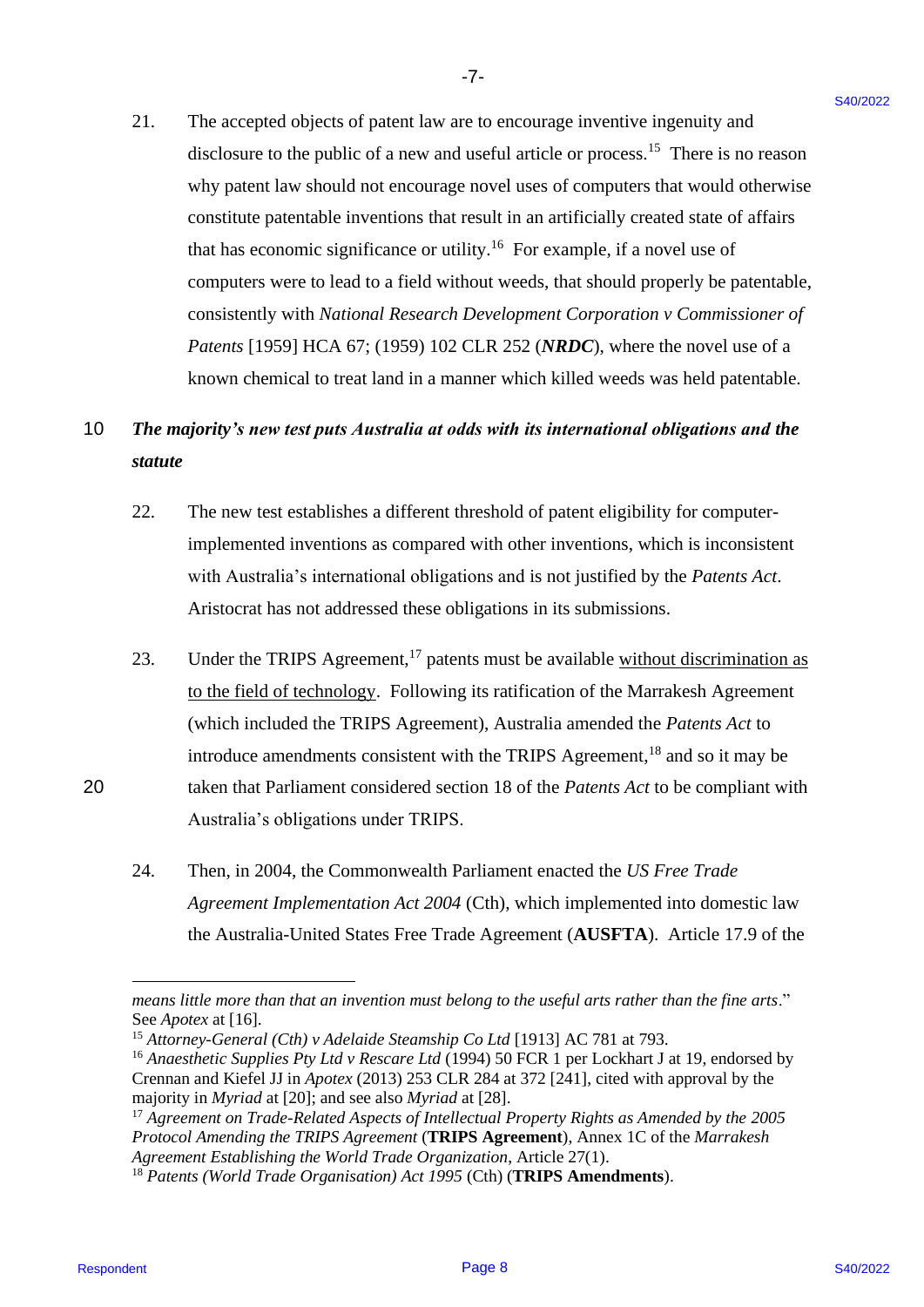21. The accepted objects of patent law are to encourage inventive ingenuity and disclosure to the public of a new and useful article or process.[15] There is no reason why patent law should not encourage novel uses of computers that would otherwise constitute patentable inventions that result in an artificially created state of affairs that has economic significance or utility.[16] For example, if a novel use of computers were to lead to a field without weeds, that should properly be patentable, consistently with *National Research Development Corporation v Commissioner of Patents* [1959] HCA 67; (1959) 102 CLR 252 (***NRDC***), where the novel use of a known chemical to treat land in a manner which killed weeds was held patentable.

***The majority's new test puts Australia at odds with its international obligations and the statute***

22. The new test establishes a different threshold of patent eligibility for computer-implemented inventions as compared with other inventions, which is inconsistent with Australia's international obligations and is not justified by the *Patents Act*. Aristocrat has not addressed these obligations in its submissions.

23. Under the TRIPS Agreement,[17] patents must be available <u>without discrimination as to the field of technology</u>. Following its ratification of the Marrakesh Agreement (which included the TRIPS Agreement), Australia amended the *Patents Act* to introduce amendments consistent with the TRIPS Agreement,[18] and so it may be taken that Parliament considered section 18 of the *Patents Act* to be compliant with Australia's obligations under TRIPS.

24. Then, in 2004, the Commonwealth Parliament enacted the *US Free Trade Agreement Implementation Act 2004* (Cth), which implemented into domestic law the Australia-United States Free Trade Agreement (**AUSFTA**). Article 17.9 of the

---

*means little more than that an invention must belong to the useful arts rather than the fine arts*." See *Apotex* at [16].

[15] *Attorney-General (Cth) v Adelaide Steamship Co Ltd* [1913] AC 781 at 793.

[16] *Anaesthetic Supplies Pty Ltd v Rescare Ltd* (1994) 50 FCR 1 per Lockhart J at 19, endorsed by Crennan and Kiefel JJ in *Apotex* (2013) 253 CLR 284 at 372 [241], cited with approval by the majority in *Myriad* at [20]; and see also *Myriad* at [28].

[17] *Agreement on Trade-Related Aspects of Intellectual Property Rights as Amended by the 2005 Protocol Amending the TRIPS Agreement* (**TRIPS Agreement**), Annex 1C of the *Marrakesh Agreement Establishing the World Trade Organization*, Article 27(1).

[18] *Patents (World Trade Organisation) Act 1995* (Cth) (**TRIPS Amendments**).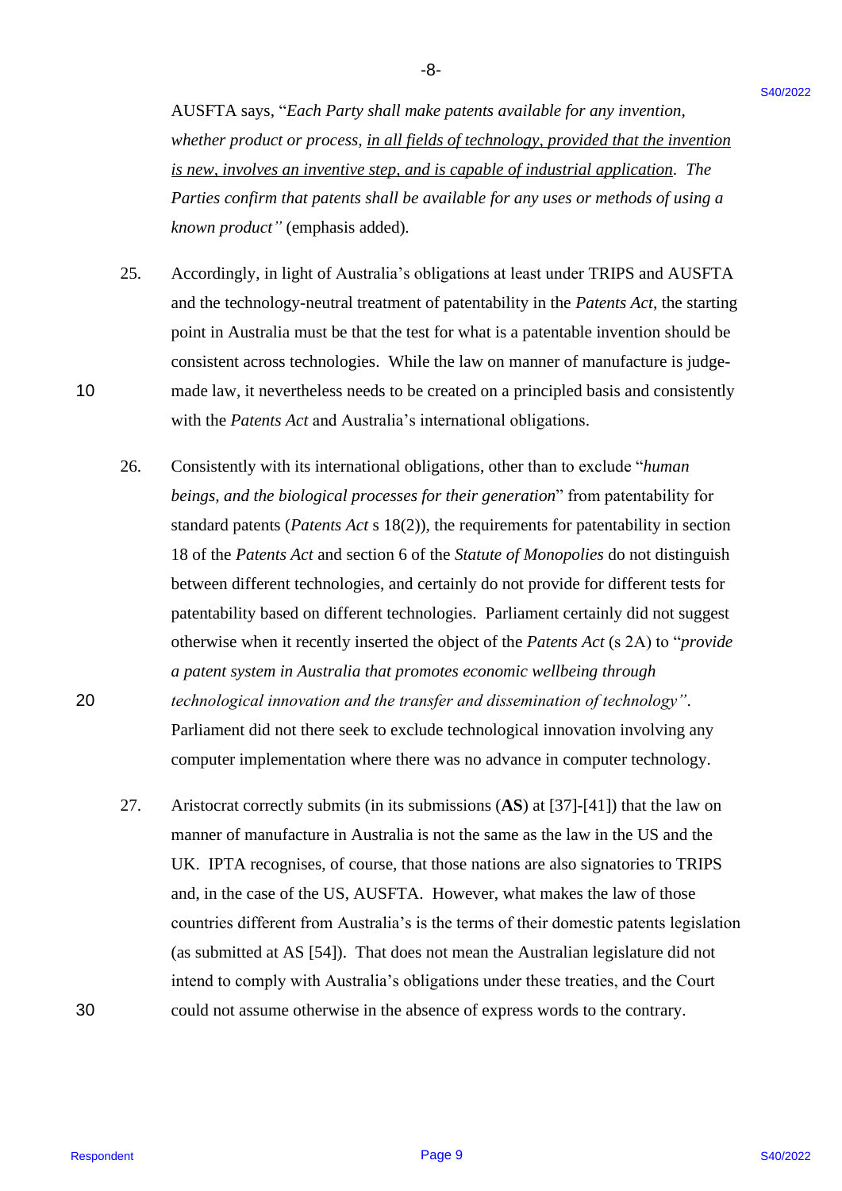AUSFTA says, "*Each Party shall make patents available for any invention, whether product or process, <u>in all fields of technology, provided that the invention is new, involves an inventive step, and is capable of industrial application</u>. The Parties confirm that patents shall be available for any uses or methods of using a known product*" (emphasis added).

25. Accordingly, in light of Australia's obligations at least under TRIPS and AUSFTA and the technology-neutral treatment of patentability in the *Patents Act*, the starting point in Australia must be that the test for what is a patentable invention should be consistent across technologies. While the law on manner of manufacture is judge-made law, it nevertheless needs to be created on a principled basis and consistently with the *Patents Act* and Australia's international obligations.

26. Consistently with its international obligations, other than to exclude "*human beings, and the biological processes for their generation*" from patentability for standard patents (*Patents Act* s 18(2)), the requirements for patentability in section 18 of the *Patents Act* and section 6 of the *Statute of Monopolies* do not distinguish between different technologies, and certainly do not provide for different tests for patentability based on different technologies. Parliament certainly did not suggest otherwise when it recently inserted the object of the *Patents Act* (s 2A) to "*provide a patent system in Australia that promotes economic wellbeing through technological innovation and the transfer and dissemination of technology*". Parliament did not there seek to exclude technological innovation involving any computer implementation where there was no advance in computer technology.

27. Aristocrat correctly submits (in its submissions (**AS**) at [37]-[41]) that the law on manner of manufacture in Australia is not the same as the law in the US and the UK. IPTA recognises, of course, that those nations are also signatories to TRIPS and, in the case of the US, AUSFTA. However, what makes the law of those countries different from Australia's is the terms of their domestic patents legislation (as submitted at AS [54]). That does not mean the Australian legislature did not intend to comply with Australia's obligations under these treaties, and the Court could not assume otherwise in the absence of express words to the contrary.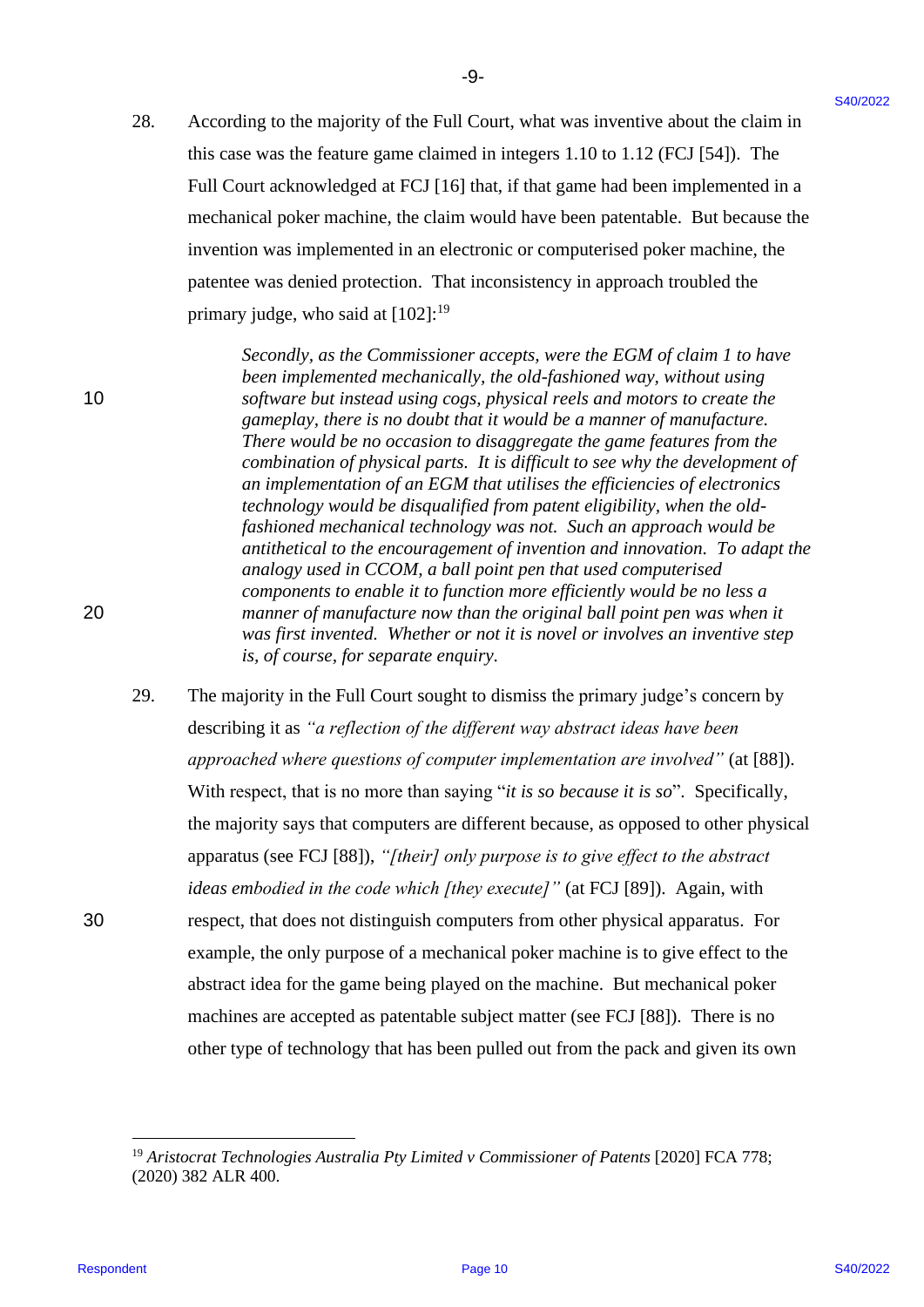28. According to the majority of the Full Court, what was inventive about the claim in this case was the feature game claimed in integers 1.10 to 1.12 (FCJ [54]). The Full Court acknowledged at FCJ [16] that, if that game had been implemented in a mechanical poker machine, the claim would have been patentable. But because the invention was implemented in an electronic or computerised poker machine, the patentee was denied protection. That inconsistency in approach troubled the primary judge, who said at [102]:[19]

> *Secondly, as the Commissioner accepts, were the EGM of claim 1 to have been implemented mechanically, the old-fashioned way, without using software but instead using cogs, physical reels and motors to create the gameplay, there is no doubt that it would be a manner of manufacture. There would be no occasion to disaggregate the game features from the combination of physical parts. It is difficult to see why the development of an implementation of an EGM that utilises the efficiencies of electronics technology would be disqualified from patent eligibility, when the old-fashioned mechanical technology was not. Such an approach would be antithetical to the encouragement of invention and innovation. To adapt the analogy used in CCOM, a ball point pen that used computerised components to enable it to function more efficiently would be no less a manner of manufacture now than the original ball point pen was when it was first invented. Whether or not it is novel or involves an inventive step is, of course, for separate enquiry.*

29. The majority in the Full Court sought to dismiss the primary judge's concern by describing it as *"a reflection of the different way abstract ideas have been approached where questions of computer implementation are involved"* (at [88]). With respect, that is no more than saying "*it is so because it is so*". Specifically, the majority says that computers are different because, as opposed to other physical apparatus (see FCJ [88]), *"[their] only purpose is to give effect to the abstract ideas embodied in the code which [they execute]"* (at FCJ [89]). Again, with respect, that does not distinguish computers from other physical apparatus. For example, the only purpose of a mechanical poker machine is to give effect to the abstract idea for the game being played on the machine. But mechanical poker machines are accepted as patentable subject matter (see FCJ [88]). There is no other type of technology that has been pulled out from the pack and given its own

---

[19] *Aristocrat Technologies Australia Pty Limited v Commissioner of Patents* [2020] FCA 778; (2020) 382 ALR 400.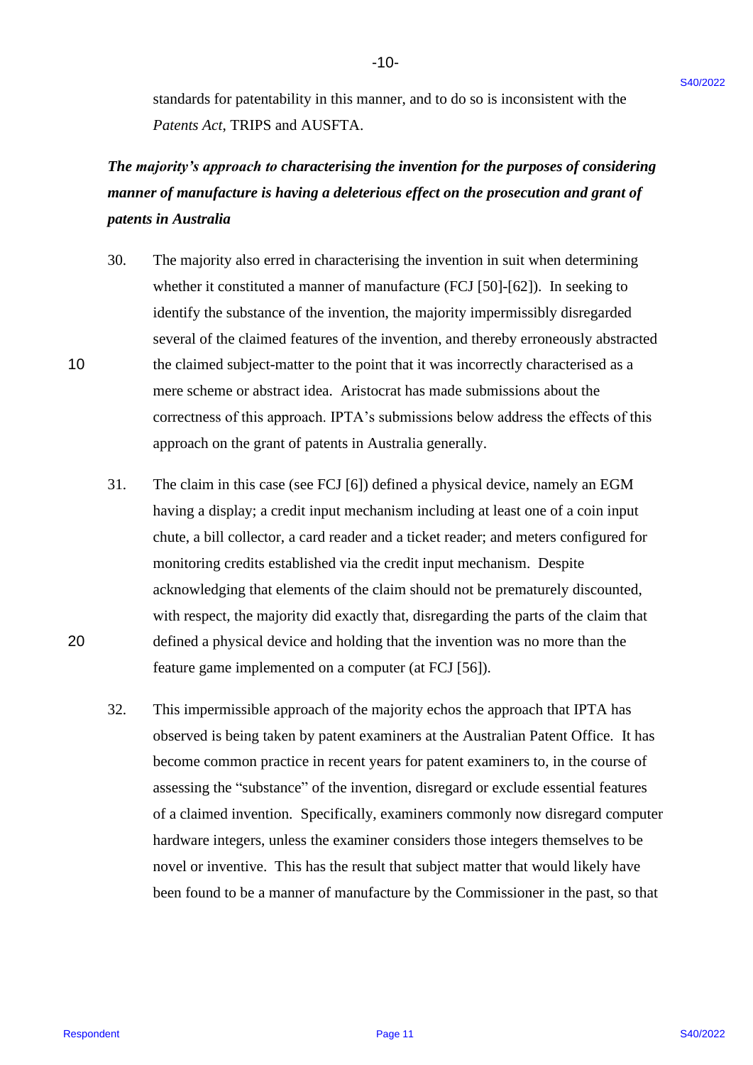standards for patentability in this manner, and to do so is inconsistent with the *Patents Act*, TRIPS and AUSFTA.

***The majority's approach to characterising the invention for the purposes of considering manner of manufacture is having a deleterious effect on the prosecution and grant of patents in Australia***

30. The majority also erred in characterising the invention in suit when determining whether it constituted a manner of manufacture (FCJ [50]-[62]). In seeking to identify the substance of the invention, the majority impermissibly disregarded several of the claimed features of the invention, and thereby erroneously abstracted the claimed subject-matter to the point that it was incorrectly characterised as a mere scheme or abstract idea. Aristocrat has made submissions about the correctness of this approach. IPTA's submissions below address the effects of this approach on the grant of patents in Australia generally.

31. The claim in this case (see FCJ [6]) defined a physical device, namely an EGM having a display; a credit input mechanism including at least one of a coin input chute, a bill collector, a card reader and a ticket reader; and meters configured for monitoring credits established via the credit input mechanism. Despite acknowledging that elements of the claim should not be prematurely discounted, with respect, the majority did exactly that, disregarding the parts of the claim that defined a physical device and holding that the invention was no more than the feature game implemented on a computer (at FCJ [56]).

32. This impermissible approach of the majority echos the approach that IPTA has observed is being taken by patent examiners at the Australian Patent Office. It has become common practice in recent years for patent examiners to, in the course of assessing the "substance" of the invention, disregard or exclude essential features of a claimed invention. Specifically, examiners commonly now disregard computer hardware integers, unless the examiner considers those integers themselves to be novel or inventive. This has the result that subject matter that would likely have been found to be a manner of manufacture by the Commissioner in the past, so that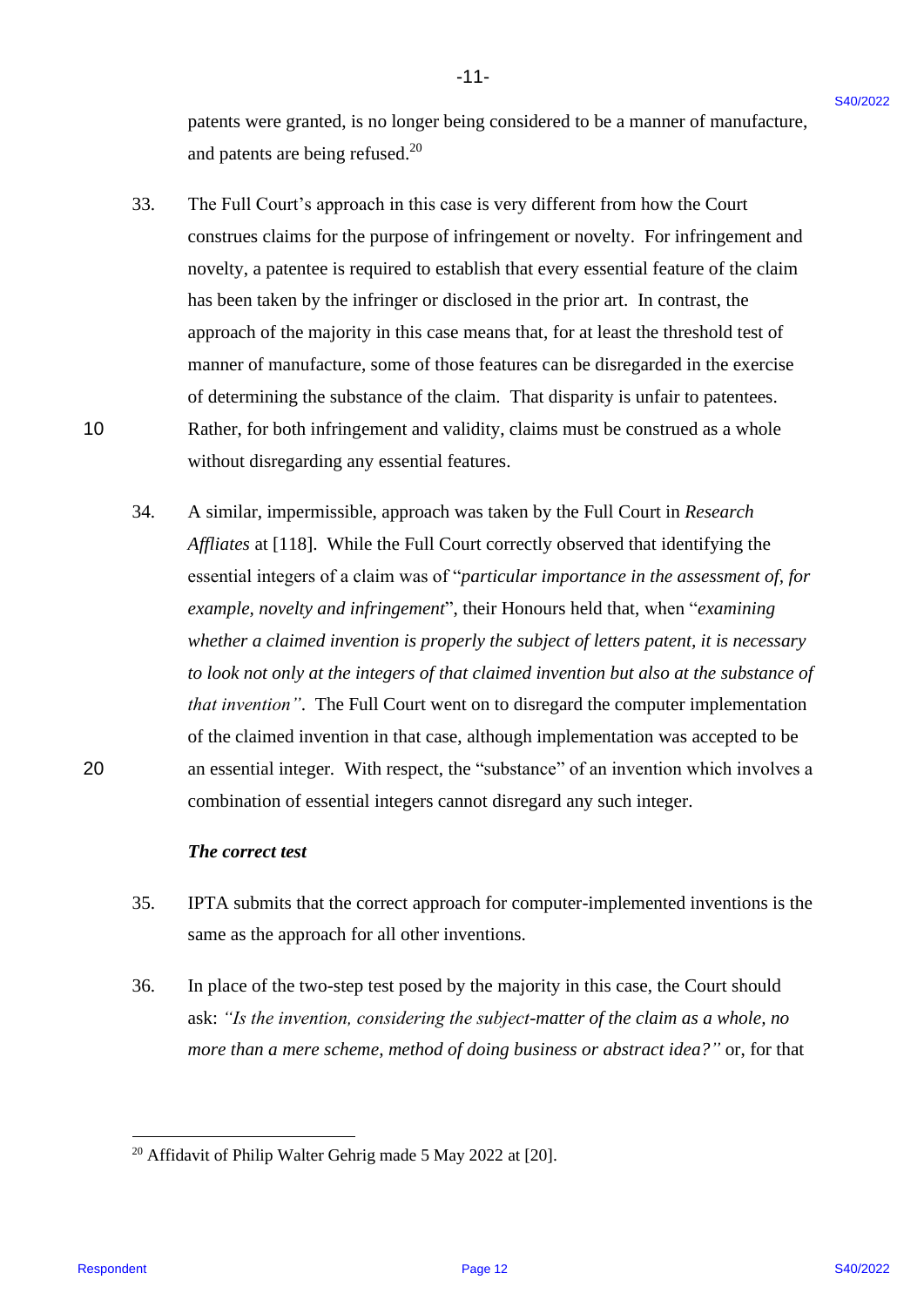patents were granted, is no longer being considered to be a manner of manufacture, and patents are being refused.[20]

33. The Full Court's approach in this case is very different from how the Court construes claims for the purpose of infringement or novelty. For infringement and novelty, a patentee is required to establish that every essential feature of the claim has been taken by the infringer or disclosed in the prior art. In contrast, the approach of the majority in this case means that, for at least the threshold test of manner of manufacture, some of those features can be disregarded in the exercise of determining the substance of the claim. That disparity is unfair to patentees. Rather, for both infringement and validity, claims must be construed as a whole without disregarding any essential features.

34. A similar, impermissible, approach was taken by the Full Court in *Research Affliates* at [118]. While the Full Court correctly observed that identifying the essential integers of a claim was of "*particular importance in the assessment of, for example, novelty and infringement*", their Honours held that, when "*examining whether a claimed invention is properly the subject of letters patent, it is necessary to look not only at the integers of that claimed invention but also at the substance of that invention"*. The Full Court went on to disregard the computer implementation of the claimed invention in that case, although implementation was accepted to be an essential integer. With respect, the "substance" of an invention which involves a combination of essential integers cannot disregard any such integer.

***The correct test***

35. IPTA submits that the correct approach for computer-implemented inventions is the same as the approach for all other inventions.

36. In place of the two-step test posed by the majority in this case, the Court should ask: *"Is the invention, considering the subject-matter of the claim as a whole, no more than a mere scheme, method of doing business or abstract idea?"* or, for that

[20] Affidavit of Philip Walter Gehrig made 5 May 2022 at [20].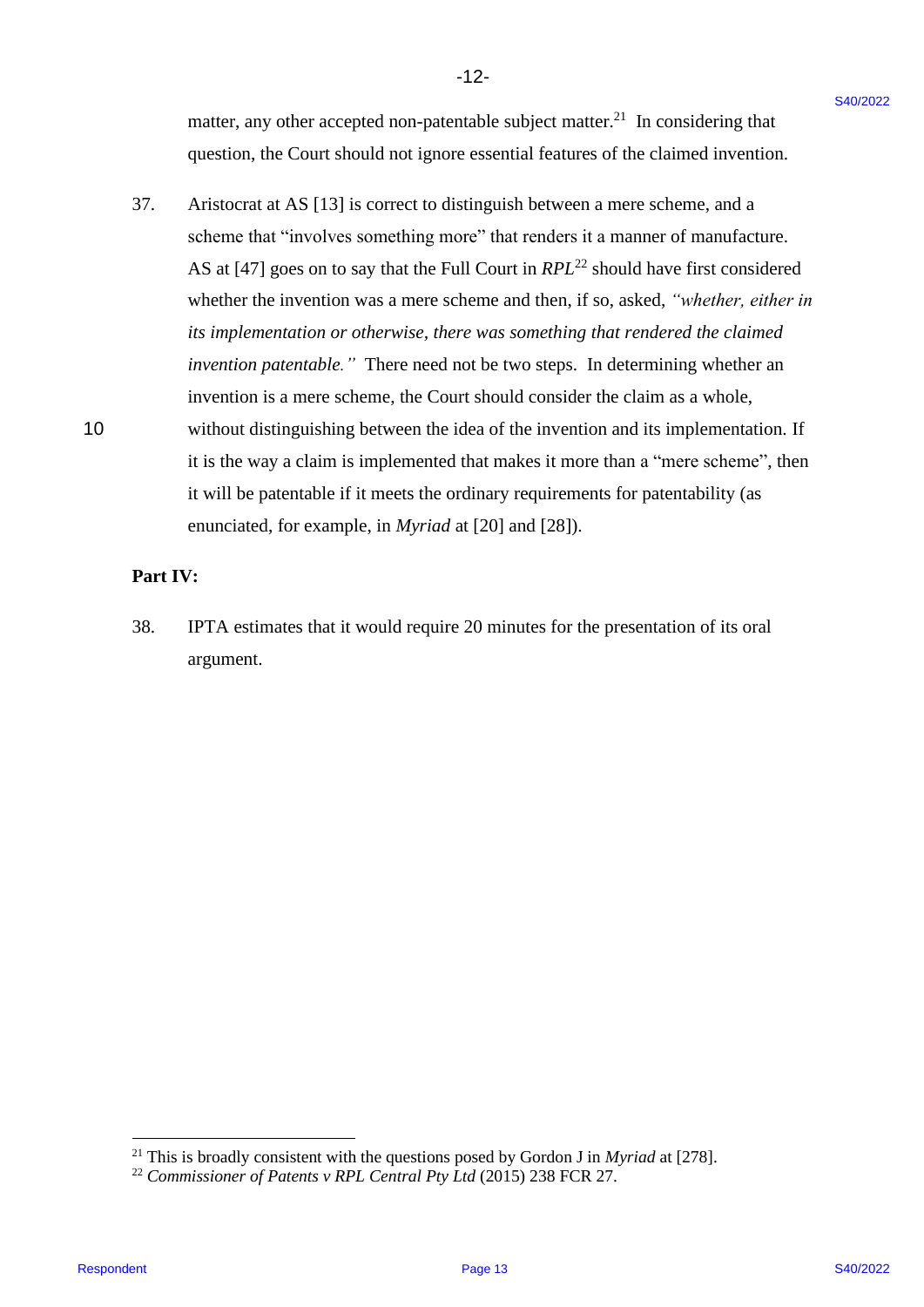matter, any other accepted non-patentable subject matter.[21] In considering that question, the Court should not ignore essential features of the claimed invention.

37. Aristocrat at AS [13] is correct to distinguish between a mere scheme, and a scheme that "involves something more" that renders it a manner of manufacture. AS at [47] goes on to say that the Full Court in *RPL*[22] should have first considered whether the invention was a mere scheme and then, if so, asked, *"whether, either in its implementation or otherwise, there was something that rendered the claimed invention patentable."* There need not be two steps. In determining whether an invention is a mere scheme, the Court should consider the claim as a whole, without distinguishing between the idea of the invention and its implementation. If it is the way a claim is implemented that makes it more than a "mere scheme", then it will be patentable if it meets the ordinary requirements for patentability (as enunciated, for example, in *Myriad* at [20] and [28]).

**Part IV:**

38. IPTA estimates that it would require 20 minutes for the presentation of its oral argument.

---

[21] This is broadly consistent with the questions posed by Gordon J in *Myriad* at [278].

[22] *Commissioner of Patents v RPL Central Pty Ltd* (2015) 238 FCR 27.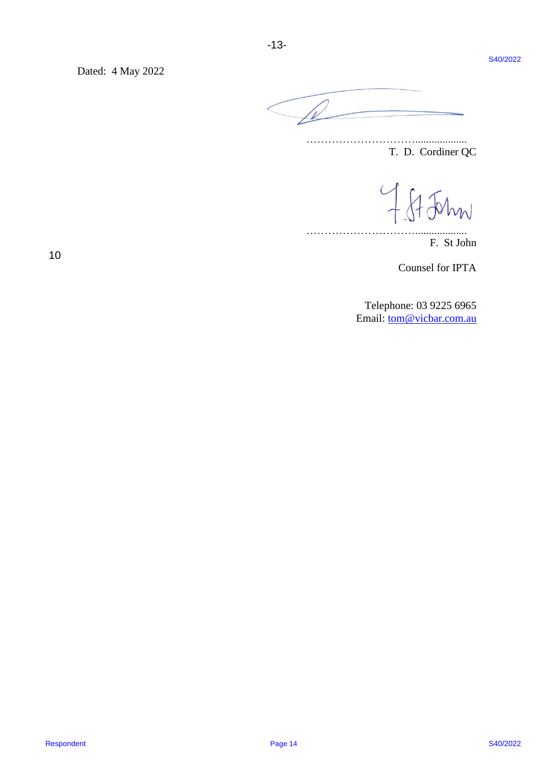Dated: 4 May 2022

…………………………..................
T. D. Cordiner QC

…………………………..................
F. St John

Counsel for IPTA

Telephone: 03 9225 6965
Email: tom@vicbar.com.au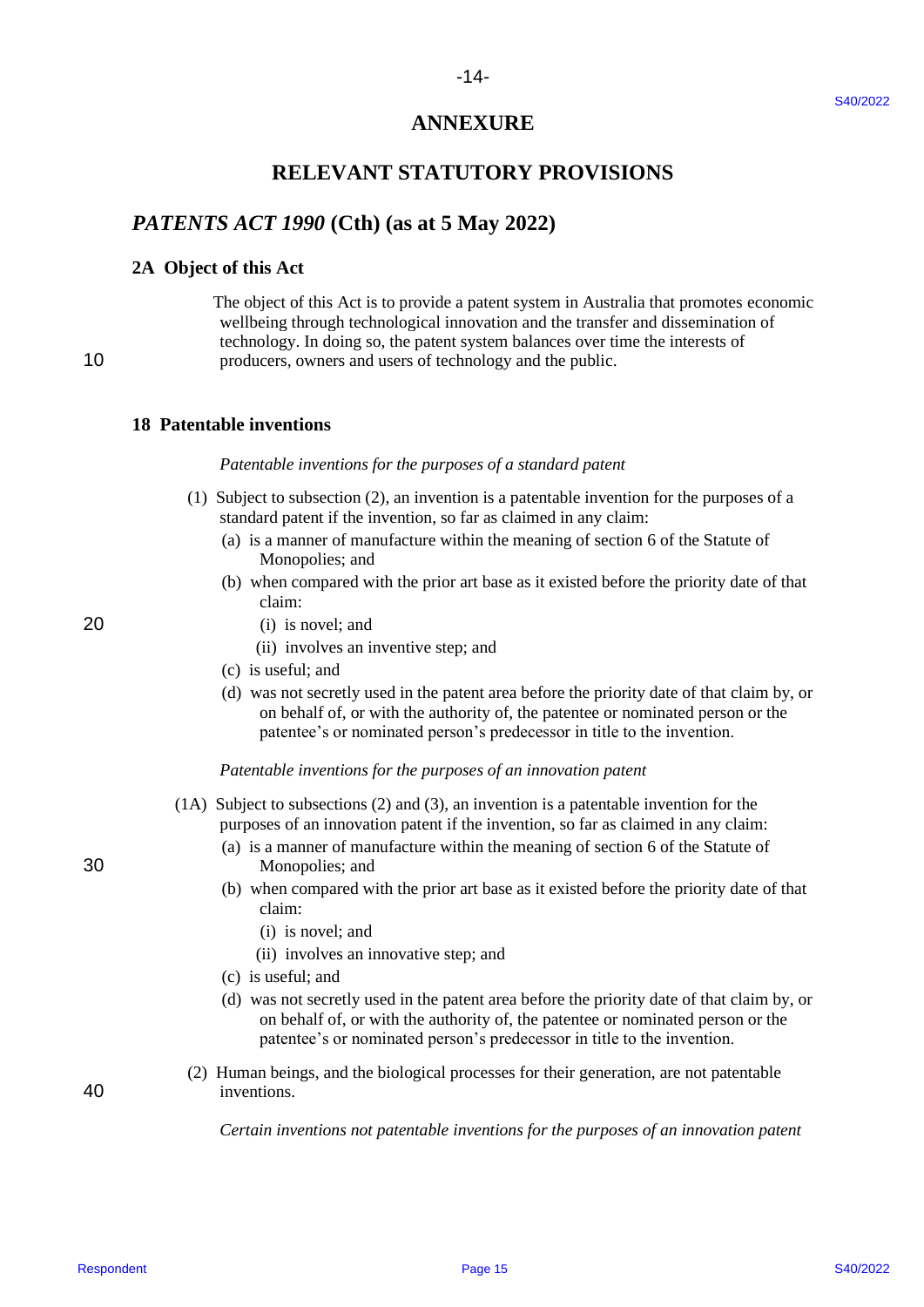# ANNEXURE

# RELEVANT STATUTORY PROVISIONS

## *PATENTS ACT 1990* (Cth) (as at 5 May 2022)

### 2A Object of this Act

The object of this Act is to provide a patent system in Australia that promotes economic wellbeing through technological innovation and the transfer and dissemination of technology. In doing so, the patent system balances over time the interests of producers, owners and users of technology and the public.

### 18 Patentable inventions

*Patentable inventions for the purposes of a standard patent*

(1) Subject to subsection (2), an invention is a patentable invention for the purposes of a standard patent if the invention, so far as claimed in any claim:

- (a) is a manner of manufacture within the meaning of section 6 of the Statute of Monopolies; and
- (b) when compared with the prior art base as it existed before the priority date of that claim:
  - (i) is novel; and
  - (ii) involves an inventive step; and
- (c) is useful; and
- (d) was not secretly used in the patent area before the priority date of that claim by, or on behalf of, or with the authority of, the patentee or nominated person or the patentee's or nominated person's predecessor in title to the invention.

*Patentable inventions for the purposes of an innovation patent*

(1A) Subject to subsections (2) and (3), an invention is a patentable invention for the purposes of an innovation patent if the invention, so far as claimed in any claim:

- (a) is a manner of manufacture within the meaning of section 6 of the Statute of Monopolies; and
- (b) when compared with the prior art base as it existed before the priority date of that claim:
  - (i) is novel; and
  - (ii) involves an innovative step; and
- (c) is useful; and
- (d) was not secretly used in the patent area before the priority date of that claim by, or on behalf of, or with the authority of, the patentee or nominated person or the patentee's or nominated person's predecessor in title to the invention.

(2) Human beings, and the biological processes for their generation, are not patentable inventions.

*Certain inventions not patentable inventions for the purposes of an innovation patent*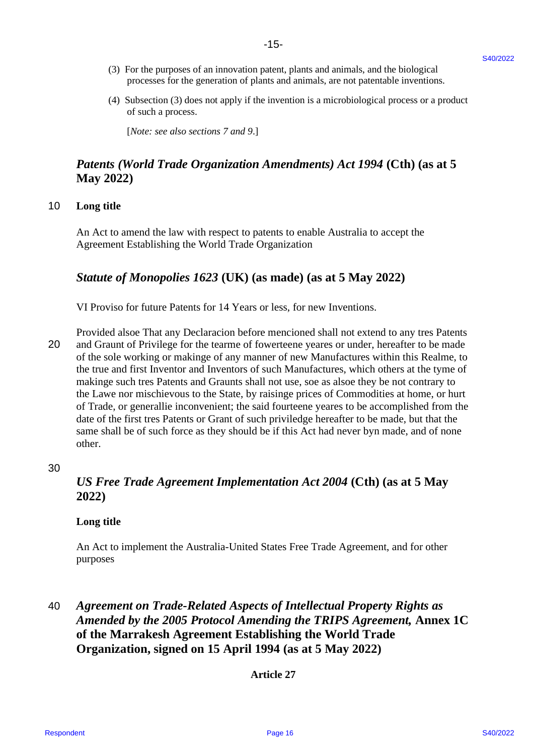(3) For the purposes of an innovation patent, plants and animals, and the biological processes for the generation of plants and animals, are not patentable inventions.

(4) Subsection (3) does not apply if the invention is a microbiological process or a product of such a process.

[*Note: see also sections 7 and 9*.]

## *Patents (World Trade Organization Amendments) Act 1994* (Cth) (as at 5 May 2022)

**Long title**

An Act to amend the law with respect to patents to enable Australia to accept the Agreement Establishing the World Trade Organization

## *Statute of Monopolies 1623* (UK) (as made) (as at 5 May 2022)

VI Proviso for future Patents for 14 Years or less, for new Inventions.

Provided alsoe That any Declaracion before mencioned shall not extend to any tres Patents and Graunt of Privilege for the tearme of fowerteene yeares or under, hereafter to be made of the sole working or makinge of any manner of new Manufactures within this Realme, to the true and first Inventor and Inventors of such Manufactures, which others at the tyme of makinge such tres Patents and Graunts shall not use, soe as alsoe they be not contrary to the Lawe nor mischievous to the State, by raisinge prices of Commodities at home, or hurt of Trade, or generallie inconvenient; the said fourteene yeares to be accomplished from the date of the first tres Patents or Grant of such priviledge hereafter to be made, but that the same shall be of such force as they should be if this Act had never byn made, and of none other.

## *US Free Trade Agreement Implementation Act 2004* (Cth) (as at 5 May 2022)

**Long title**

An Act to implement the Australia-United States Free Trade Agreement, and for other purposes

## *Agreement on Trade-Related Aspects of Intellectual Property Rights as Amended by the 2005 Protocol Amending the TRIPS Agreement,* Annex 1C of the Marrakesh Agreement Establishing the World Trade Organization, signed on 15 April 1994 (as at 5 May 2022)

**Article 27**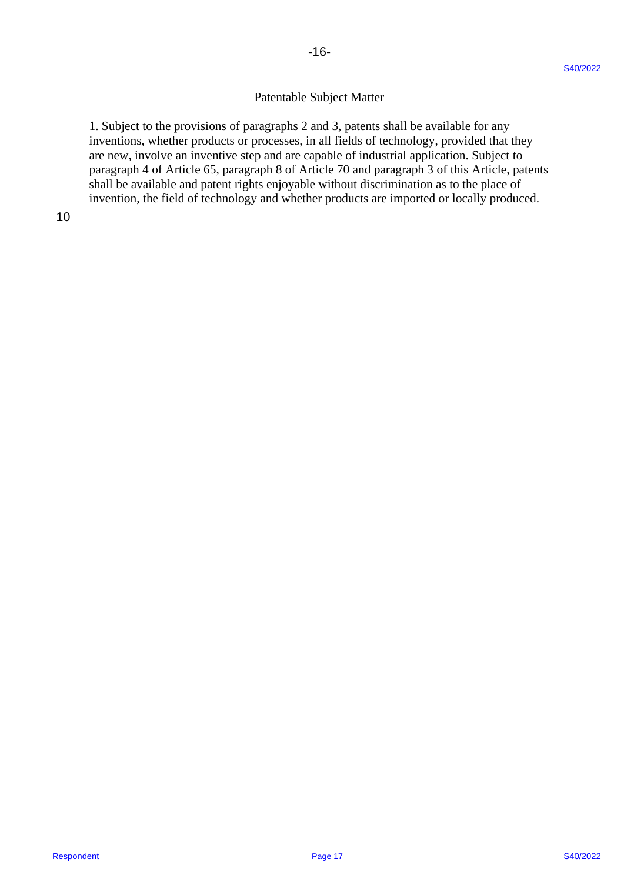Patentable Subject Matter

1. Subject to the provisions of paragraphs 2 and 3, patents shall be available for any inventions, whether products or processes, in all fields of technology, provided that they are new, involve an inventive step and are capable of industrial application. Subject to paragraph 4 of Article 65, paragraph 8 of Article 70 and paragraph 3 of this Article, patents shall be available and patent rights enjoyable without discrimination as to the place of invention, the field of technology and whether products are imported or locally produced.